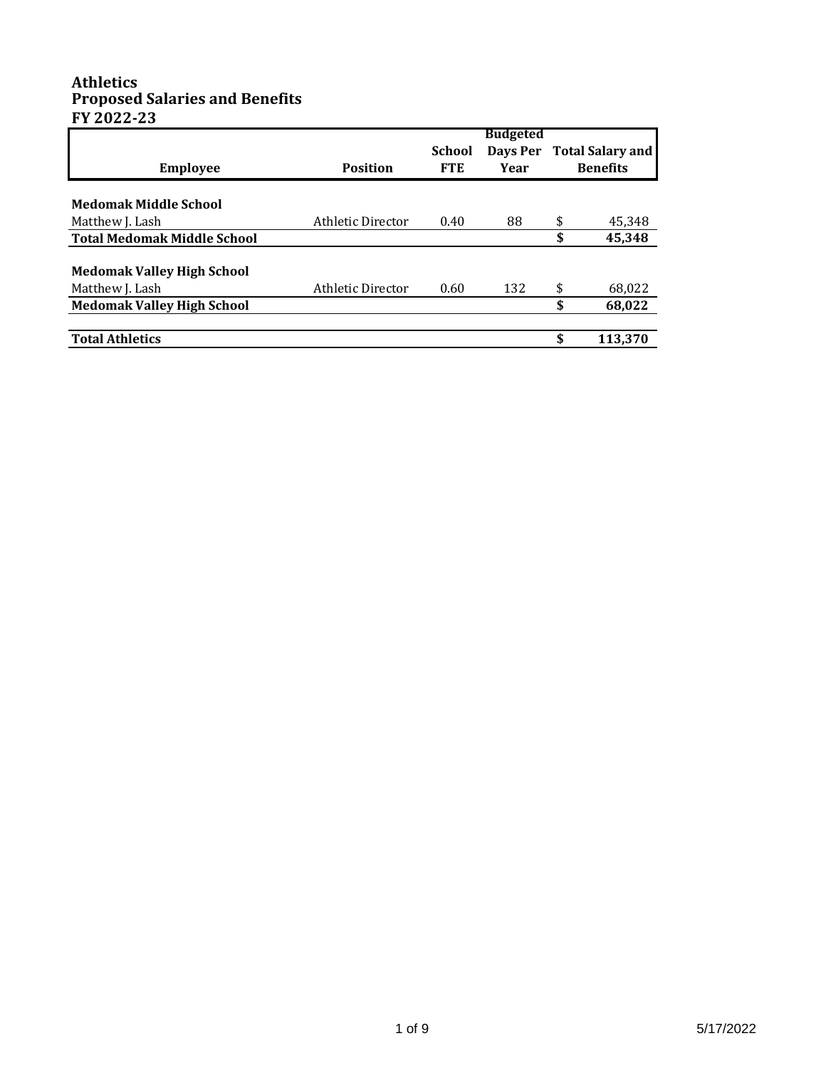# Athletics
## Proposed Salaries and Benefits
## FY 2022-23

| Employee | Position | School FTE | Budgeted Days Per Year | Total Salary and Benefits |
|---|---|---|---|---|
| **Medomak Middle School** | | | | |
| Matthew J. Lash | Athletic Director | 0.40 | 88 | $ 45,348 |
| **Total Medomak Middle School** | | | | **$ 45,348** |
| **Medomak Valley High School** | | | | |
| Matthew J. Lash | Athletic Director | 0.60 | 132 | $ 68,022 |
| **Medomak Valley High School** | | | | **$ 68,022** |
| **Total Athletics** | | | | **$ 113,370** |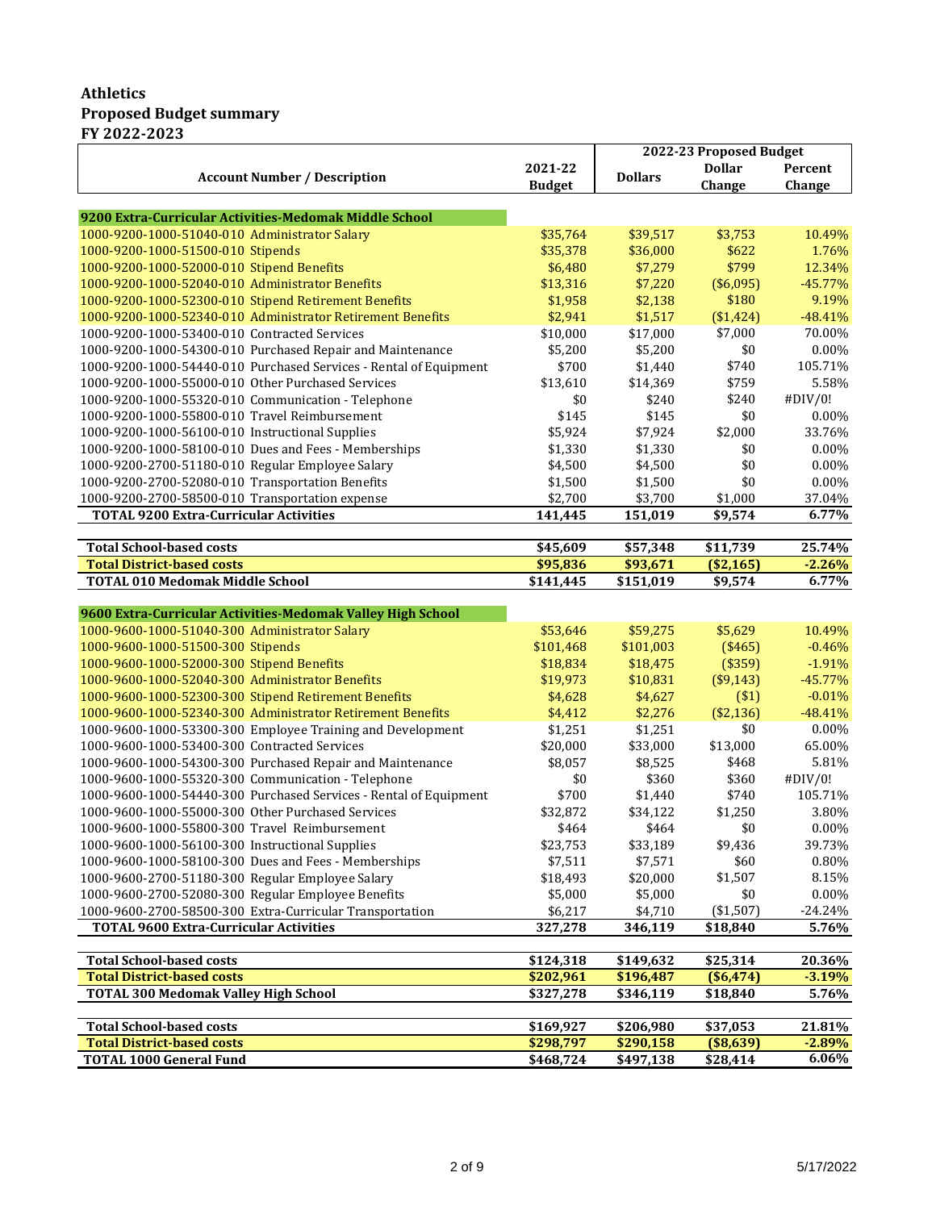**Athletics**
**Proposed Budget summary**
**FY 2022-2023**

| Account Number / Description | 2021-22 Budget | 2022-23 Proposed Budget | | |
|---|---|---|---|---|
| | | Dollars | Dollar Change | Percent Change |
| **9200 Extra-Curricular Activities-Medomak Middle School** | | | | |
| 1000-9200-1000-51040-010 Administrator Salary | $35,764 | $39,517 | $3,753 | 10.49% |
| 1000-9200-1000-51500-010 Stipends | $35,378 | $36,000 | $622 | 1.76% |
| 1000-9200-1000-52000-010 Stipend Benefits | $6,480 | $7,279 | $799 | 12.34% |
| 1000-9200-1000-52040-010 Administrator Benefits | $13,316 | $7,220 | ($6,095) | -45.77% |
| 1000-9200-1000-52300-010 Stipend Retirement Benefits | $1,958 | $2,138 | $180 | 9.19% |
| 1000-9200-1000-52340-010 Administrator Retirement Benefits | $2,941 | $1,517 | ($1,424) | -48.41% |
| 1000-9200-1000-53400-010 Contracted Services | $10,000 | $17,000 | $7,000 | 70.00% |
| 1000-9200-1000-54300-010 Purchased Repair and Maintenance | $5,200 | $5,200 | $0 | 0.00% |
| 1000-9200-1000-54440-010 Purchased Services - Rental of Equipment | $700 | $1,440 | $740 | 105.71% |
| 1000-9200-1000-55000-010 Other Purchased Services | $13,610 | $14,369 | $759 | 5.58% |
| 1000-9200-1000-55320-010 Communication - Telephone | $0 | $240 | $240 | #DIV/0! |
| 1000-9200-1000-55800-010 Travel Reimbursement | $145 | $145 | $0 | 0.00% |
| 1000-9200-1000-56100-010 Instructional Supplies | $5,924 | $7,924 | $2,000 | 33.76% |
| 1000-9200-1000-58100-010 Dues and Fees - Memberships | $1,330 | $1,330 | $0 | 0.00% |
| 1000-9200-2700-51180-010 Regular Employee Salary | $4,500 | $4,500 | $0 | 0.00% |
| 1000-9200-2700-52080-010 Transportation Benefits | $1,500 | $1,500 | $0 | 0.00% |
| 1000-9200-2700-58500-010 Transportation expense | $2,700 | $3,700 | $1,000 | 37.04% |
| **TOTAL 9200 Extra-Curricular Activities** | **141,445** | **151,019** | **$9,574** | **6.77%** |
| | | | | |
| **Total School-based costs** | **$45,609** | **$57,348** | **$11,739** | **25.74%** |
| **Total District-based costs** | **$95,836** | **$93,671** | **($2,165)** | **-2.26%** |
| **TOTAL 010 Medomak Middle School** | **$141,445** | **$151,019** | **$9,574** | **6.77%** |
| | | | | |
| **9600 Extra-Curricular Activities-Medomak Valley High School** | | | | |
| 1000-9600-1000-51040-300 Administrator Salary | $53,646 | $59,275 | $5,629 | 10.49% |
| 1000-9600-1000-51500-300 Stipends | $101,468 | $101,003 | ($465) | -0.46% |
| 1000-9600-1000-52000-300 Stipend Benefits | $18,834 | $18,475 | ($359) | -1.91% |
| 1000-9600-1000-52040-300 Administrator Benefits | $19,973 | $10,831 | ($9,143) | -45.77% |
| 1000-9600-1000-52300-300 Stipend Retirement Benefits | $4,628 | $4,627 | ($1) | -0.01% |
| 1000-9600-1000-52340-300 Administrator Retirement Benefits | $4,412 | $2,276 | ($2,136) | -48.41% |
| 1000-9600-1000-53300-300 Employee Training and Development | $1,251 | $1,251 | $0 | 0.00% |
| 1000-9600-1000-53400-300 Contracted Services | $20,000 | $33,000 | $13,000 | 65.00% |
| 1000-9600-1000-54300-300 Purchased Repair and Maintenance | $8,057 | $8,525 | $468 | 5.81% |
| 1000-9600-1000-55320-300 Communication - Telephone | $0 | $360 | $360 | #DIV/0! |
| 1000-9600-1000-54440-300 Purchased Services - Rental of Equipment | $700 | $1,440 | $740 | 105.71% |
| 1000-9600-1000-55000-300 Other Purchased Services | $32,872 | $34,122 | $1,250 | 3.80% |
| 1000-9600-1000-55800-300 Travel Reimbursement | $464 | $464 | $0 | 0.00% |
| 1000-9600-1000-56100-300 Instructional Supplies | $23,753 | $33,189 | $9,436 | 39.73% |
| 1000-9600-1000-58100-300 Dues and Fees - Memberships | $7,511 | $7,571 | $60 | 0.80% |
| 1000-9600-2700-51180-300 Regular Employee Salary | $18,493 | $20,000 | $1,507 | 8.15% |
| 1000-9600-2700-52080-300 Regular Employee Benefits | $5,000 | $5,000 | $0 | 0.00% |
| 1000-9600-2700-58500-300 Extra-Curricular Transportation | $6,217 | $4,710 | ($1,507) | -24.24% |
| **TOTAL 9600 Extra-Curricular Activities** | **327,278** | **346,119** | **$18,840** | **5.76%** |
| | | | | |
| **Total School-based costs** | **$124,318** | **$149,632** | **$25,314** | **20.36%** |
| **Total District-based costs** | **$202,961** | **$196,487** | **($6,474)** | **-3.19%** |
| **TOTAL 300 Medomak Valley High School** | **$327,278** | **$346,119** | **$18,840** | **5.76%** |
| | | | | |
| **Total School-based costs** | **$169,927** | **$206,980** | **$37,053** | **21.81%** |
| **Total District-based costs** | **$298,797** | **$290,158** | **($8,639)** | **-2.89%** |
| **TOTAL 1000 General Fund** | **$468,724** | **$497,138** | **$28,414** | **6.06%** |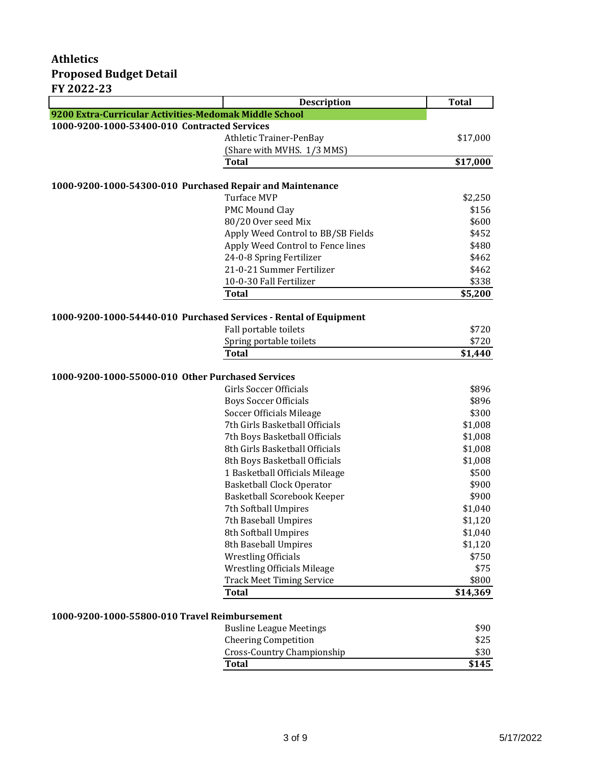# Athletics
## Proposed Budget Detail
## FY 2022-23

| | Description | Total |
|---|---|---|
| **9200 Extra-Curricular Activities-Medomak Middle School** | | |
| **1000-9200-1000-53400-010 Contracted Services** | | |
| | Athletic Trainer-PenBay | $17,000 |
| | (Share with MVHS. 1/3 MMS) | |
| | **Total** | **$17,000** |
| | | |
| **1000-9200-1000-54300-010 Purchased Repair and Maintenance** | | |
| | Turface MVP | $2,250 |
| | PMC Mound Clay | $156 |
| | 80/20 Over seed Mix | $600 |
| | Apply Weed Control to BB/SB Fields | $452 |
| | Apply Weed Control to Fence lines | $480 |
| | 24-0-8 Spring Fertilizer | $462 |
| | 21-0-21 Summer Fertilizer | $462 |
| | 10-0-30 Fall Fertilizer | $338 |
| | **Total** | **$5,200** |
| | | |
| **1000-9200-1000-54440-010 Purchased Services - Rental of Equipment** | | |
| | Fall portable toilets | $720 |
| | Spring portable toilets | $720 |
| | **Total** | **$1,440** |
| | | |
| **1000-9200-1000-55000-010 Other Purchased Services** | | |
| | Girls Soccer Officials | $896 |
| | Boys Soccer Officials | $896 |
| | Soccer Officials Mileage | $300 |
| | 7th Girls Basketball Officials | $1,008 |
| | 7th Boys Basketball Officials | $1,008 |
| | 8th Girls Basketball Officials | $1,008 |
| | 8th Boys Basketball Officials | $1,008 |
| | 1 Basketball Officials Mileage | $500 |
| | Basketball Clock Operator | $900 |
| | Basketball Scorebook Keeper | $900 |
| | 7th Softball Umpires | $1,040 |
| | 7th Baseball Umpires | $1,120 |
| | 8th Softball Umpires | $1,040 |
| | 8th Baseball Umpires | $1,120 |
| | Wrestling Officials | $750 |
| | Wrestling Officials Mileage | $75 |
| | Track Meet Timing Service | $800 |
| | **Total** | **$14,369** |
| | | |
| **1000-9200-1000-55800-010 Travel Reimbursement** | | |
| | Busline League Meetings | $90 |
| | Cheering Competition | $25 |
| | Cross-Country Championship | $30 |
| | **Total** | **$145** |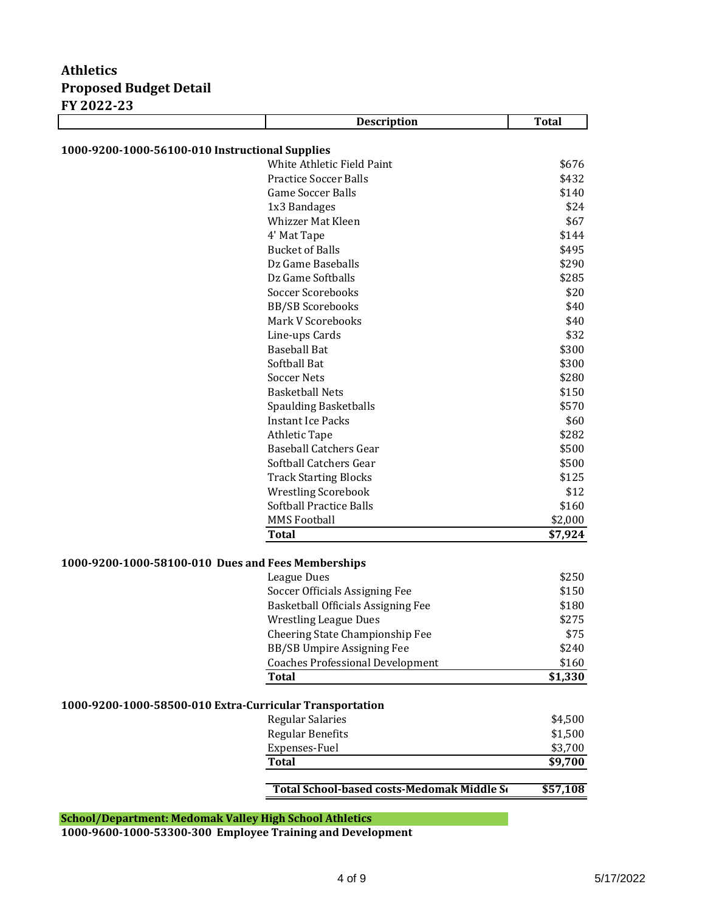# Athletics
## Proposed Budget Detail
### FY 2022-23

| | Description | Total |
|---|---|---|
| **1000-9200-1000-56100-010 Instructional Supplies** | | |
| | White Athletic Field Paint | $676 |
| | Practice Soccer Balls | $432 |
| | Game Soccer Balls | $140 |
| | 1x3 Bandages | $24 |
| | Whizzer Mat Kleen | $67 |
| | 4' Mat Tape | $144 |
| | Bucket of Balls | $495 |
| | Dz Game Baseballs | $290 |
| | Dz Game Softballs | $285 |
| | Soccer Scorebooks | $20 |
| | BB/SB Scorebooks | $40 |
| | Mark V Scorebooks | $40 |
| | Line-ups Cards | $32 |
| | Baseball Bat | $300 |
| | Softball Bat | $300 |
| | Soccer Nets | $280 |
| | Basketball Nets | $150 |
| | Spaulding Basketballs | $570 |
| | Instant Ice Packs | $60 |
| | Athletic Tape | $282 |
| | Baseball Catchers Gear | $500 |
| | Softball Catchers Gear | $500 |
| | Track Starting Blocks | $125 |
| | Wrestling Scorebook | $12 |
| | Softball Practice Balls | $160 |
| | MMS Football | $2,000 |
| | **Total** | **$7,924** |
| **1000-9200-1000-58100-010 Dues and Fees Memberships** | | |
| | League Dues | $250 |
| | Soccer Officials Assigning Fee | $150 |
| | Basketball Officials Assigning Fee | $180 |
| | Wrestling League Dues | $275 |
| | Cheering State Championship Fee | $75 |
| | BB/SB Umpire Assigning Fee | $240 |
| | Coaches Professional Development | $160 |
| | **Total** | **$1,330** |
| **1000-9200-1000-58500-010 Extra-Curricular Transportation** | | |
| | Regular Salaries | $4,500 |
| | Regular Benefits | $1,500 |
| | Expenses-Fuel | $3,700 |
| | **Total** | **$9,700** |
| | **Total School-based costs-Medomak Middle S** | **$57,108** |

**School/Department: Medomak Valley High School Athletics**

**1000-9600-1000-53300-300 Employee Training and Development**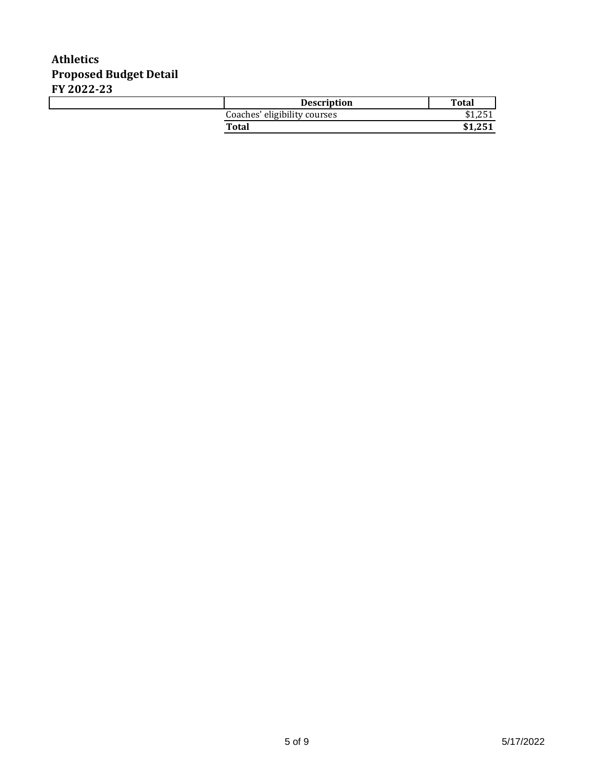**Athletics**
**Proposed Budget Detail**
**FY 2022-23**

| Description | Total |
|---|---|
| Coaches' eligibility courses | $1,251 |
| **Total** | **$1,251** |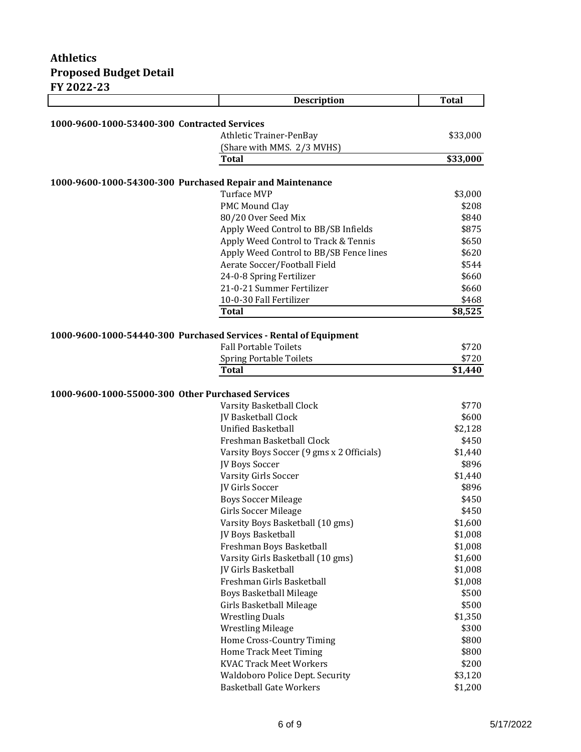**Athletics**
**Proposed Budget Detail**
**FY 2022-23**

| | Description | Total |
|---|---|---|
| **1000-9600-1000-53400-300 Contracted Services** | | |
| | Athletic Trainer-PenBay | $33,000 |
| | (Share with MMS. 2/3 MVHS) | |
| | **Total** | **$33,000** |
| **1000-9600-1000-54300-300 Purchased Repair and Maintenance** | | |
| | Turface MVP | $3,000 |
| | PMC Mound Clay | $208 |
| | 80/20 Over Seed Mix | $840 |
| | Apply Weed Control to BB/SB Infields | $875 |
| | Apply Weed Control to Track & Tennis | $650 |
| | Apply Weed Control to BB/SB Fence lines | $620 |
| | Aerate Soccer/Football Field | $544 |
| | 24-0-8 Spring Fertilizer | $660 |
| | 21-0-21 Summer Fertilizer | $660 |
| | 10-0-30 Fall Fertilizer | $468 |
| | **Total** | **$8,525** |
| **1000-9600-1000-54440-300 Purchased Services - Rental of Equipment** | | |
| | Fall Portable Toilets | $720 |
| | Spring Portable Toilets | $720 |
| | **Total** | **$1,440** |
| **1000-9600-1000-55000-300 Other Purchased Services** | | |
| | Varsity Basketball Clock | $770 |
| | JV Basketball Clock | $600 |
| | Unified Basketball | $2,128 |
| | Freshman Basketball Clock | $450 |
| | Varsity Boys Soccer (9 gms x 2 Officials) | $1,440 |
| | JV Boys Soccer | $896 |
| | Varsity Girls Soccer | $1,440 |
| | JV Girls Soccer | $896 |
| | Boys Soccer Mileage | $450 |
| | Girls Soccer Mileage | $450 |
| | Varsity Boys Basketball (10 gms) | $1,600 |
| | JV Boys Basketball | $1,008 |
| | Freshman Boys Basketball | $1,008 |
| | Varsity Girls Basketball (10 gms) | $1,600 |
| | JV Girls Basketball | $1,008 |
| | Freshman Girls Basketball | $1,008 |
| | Boys Basketball Mileage | $500 |
| | Girls Basketball Mileage | $500 |
| | Wrestling Duals | $1,350 |
| | Wrestling Mileage | $300 |
| | Home Cross-Country Timing | $800 |
| | Home Track Meet Timing | $800 |
| | KVAC Track Meet Workers | $200 |
| | Waldoboro Police Dept. Security | $3,120 |
| | Basketball Gate Workers | $1,200 |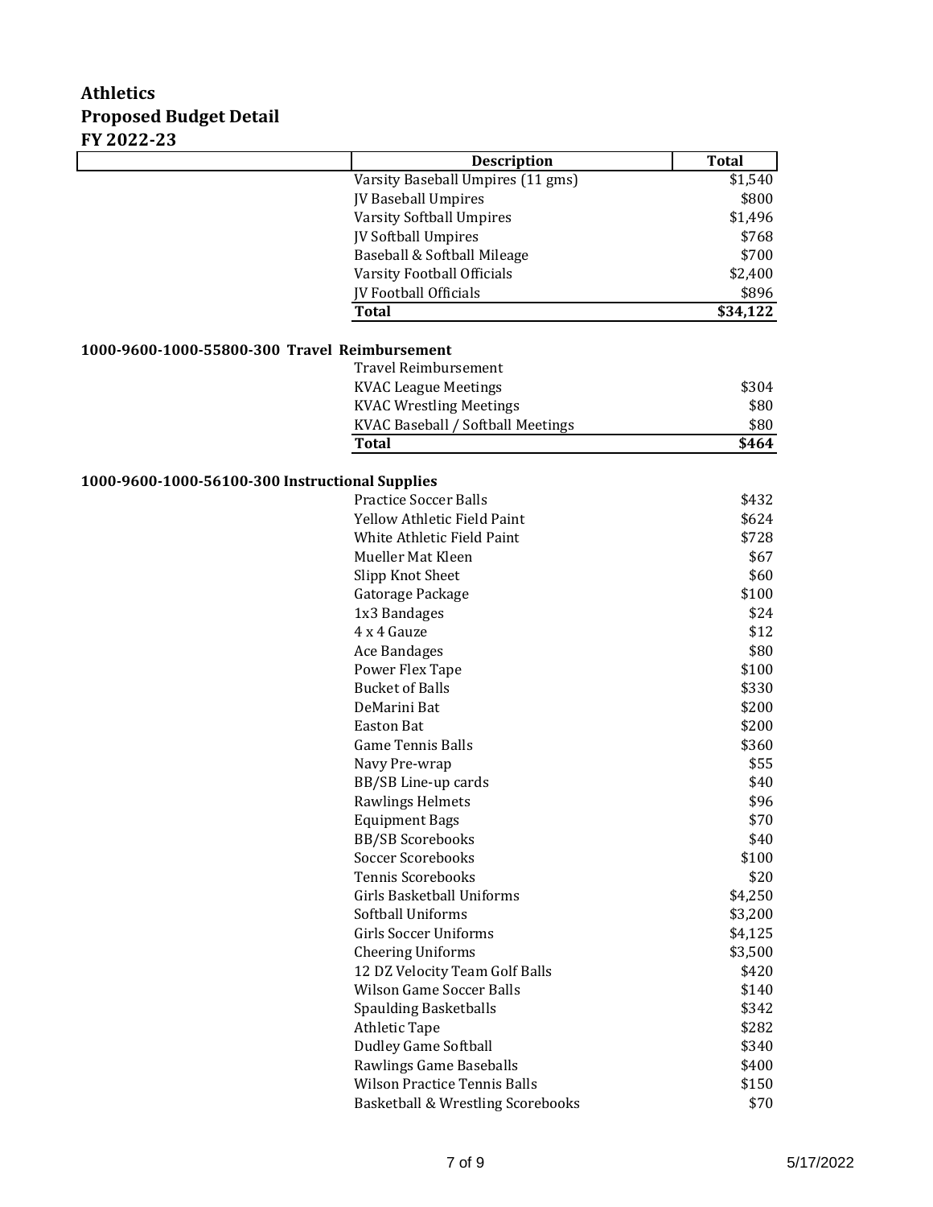# Athletics
## Proposed Budget Detail
## FY 2022-23

| Description | Total |
|---|---|
| Varsity Baseball Umpires (11 gms) | $1,540 |
| JV Baseball Umpires | $800 |
| Varsity Softball Umpires | $1,496 |
| JV Softball Umpires | $768 |
| Baseball & Softball Mileage | $700 |
| Varsity Football Officials | $2,400 |
| JV Football Officials | $896 |
| **Total** | **$34,122** |

**1000-9600-1000-55800-300 Travel Reimbursement**

| Description | Total |
|---|---|
| Travel Reimbursement | |
| KVAC League Meetings | $304 |
| KVAC Wrestling Meetings | $80 |
| KVAC Baseball / Softball Meetings | $80 |
| **Total** | **$464** |

**1000-9600-1000-56100-300 Instructional Supplies**

| Description | Total |
|---|---|
| Practice Soccer Balls | $432 |
| Yellow Athletic Field Paint | $624 |
| White Athletic Field Paint | $728 |
| Mueller Mat Kleen | $67 |
| Slipp Knot Sheet | $60 |
| Gatorage Package | $100 |
| 1x3 Bandages | $24 |
| 4 x 4 Gauze | $12 |
| Ace Bandages | $80 |
| Power Flex Tape | $100 |
| Bucket of Balls | $330 |
| DeMarini Bat | $200 |
| Easton Bat | $200 |
| Game Tennis Balls | $360 |
| Navy Pre-wrap | $55 |
| BB/SB Line-up cards | $40 |
| Rawlings Helmets | $96 |
| Equipment Bags | $70 |
| BB/SB Scorebooks | $40 |
| Soccer Scorebooks | $100 |
| Tennis Scorebooks | $20 |
| Girls Basketball Uniforms | $4,250 |
| Softball Uniforms | $3,200 |
| Girls Soccer Uniforms | $4,125 |
| Cheering Uniforms | $3,500 |
| 12 DZ Velocity Team Golf Balls | $420 |
| Wilson Game Soccer Balls | $140 |
| Spaulding Basketballs | $342 |
| Athletic Tape | $282 |
| Dudley Game Softball | $340 |
| Rawlings Game Baseballs | $400 |
| Wilson Practice Tennis Balls | $150 |
| Basketball & Wrestling Scorebooks | $70 |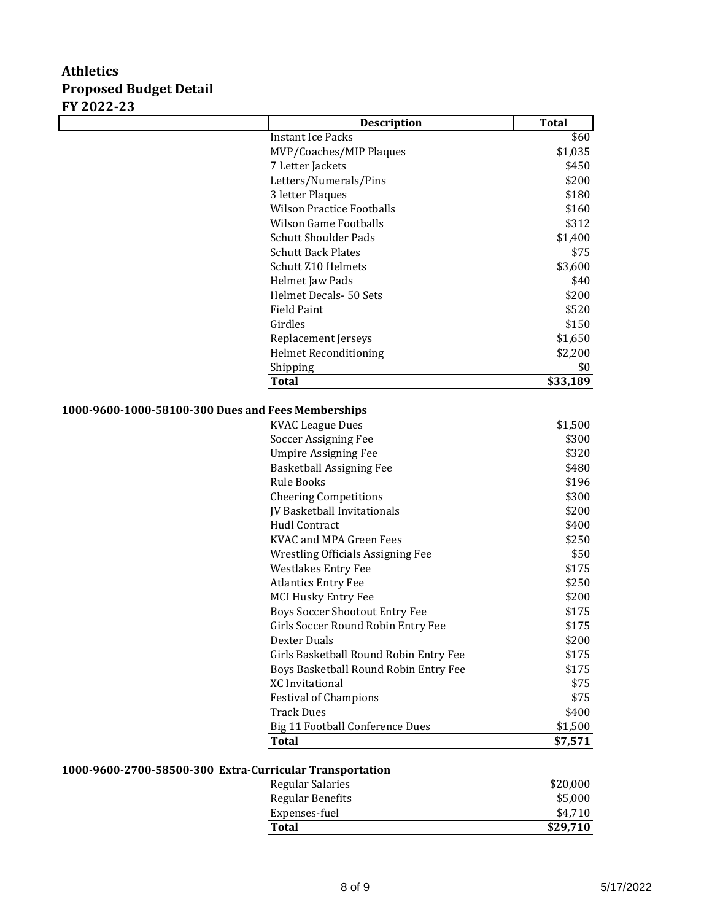# Athletics
## Proposed Budget Detail
## FY 2022-23

| Description | Total |
|---|---|
| Instant Ice Packs | $60 |
| MVP/Coaches/MIP Plaques | $1,035 |
| 7 Letter Jackets | $450 |
| Letters/Numerals/Pins | $200 |
| 3 letter Plaques | $180 |
| Wilson Practice Footballs | $160 |
| Wilson Game Footballs | $312 |
| Schutt Shoulder Pads | $1,400 |
| Schutt Back Plates | $75 |
| Schutt Z10 Helmets | $3,600 |
| Helmet Jaw Pads | $40 |
| Helmet Decals- 50 Sets | $200 |
| Field Paint | $520 |
| Girdles | $150 |
| Replacement Jerseys | $1,650 |
| Helmet Reconditioning | $2,200 |
| Shipping | $0 |
| **Total** | **$33,189** |

**1000-9600-1000-58100-300 Dues and Fees Memberships**

| Description | Total |
|---|---|
| KVAC League Dues | $1,500 |
| Soccer Assigning Fee | $300 |
| Umpire Assigning Fee | $320 |
| Basketball Assigning Fee | $480 |
| Rule Books | $196 |
| Cheering Competitions | $300 |
| JV Basketball Invitationals | $200 |
| Hudl Contract | $400 |
| KVAC and MPA Green Fees | $250 |
| Wrestling Officials Assigning Fee | $50 |
| Westlakes Entry Fee | $175 |
| Atlantics Entry Fee | $250 |
| MCI Husky Entry Fee | $200 |
| Boys Soccer Shootout Entry Fee | $175 |
| Girls Soccer Round Robin Entry Fee | $175 |
| Dexter Duals | $200 |
| Girls Basketball Round Robin Entry Fee | $175 |
| Boys Basketball Round Robin Entry Fee | $175 |
| XC Invitational | $75 |
| Festival of Champions | $75 |
| Track Dues | $400 |
| Big 11 Football Conference Dues | $1,500 |
| **Total** | **$7,571** |

**1000-9600-2700-58500-300 Extra-Curricular Transportation**

| Description | Total |
|---|---|
| Regular Salaries | $20,000 |
| Regular Benefits | $5,000 |
| Expenses-fuel | $4,710 |
| **Total** | **$29,710** |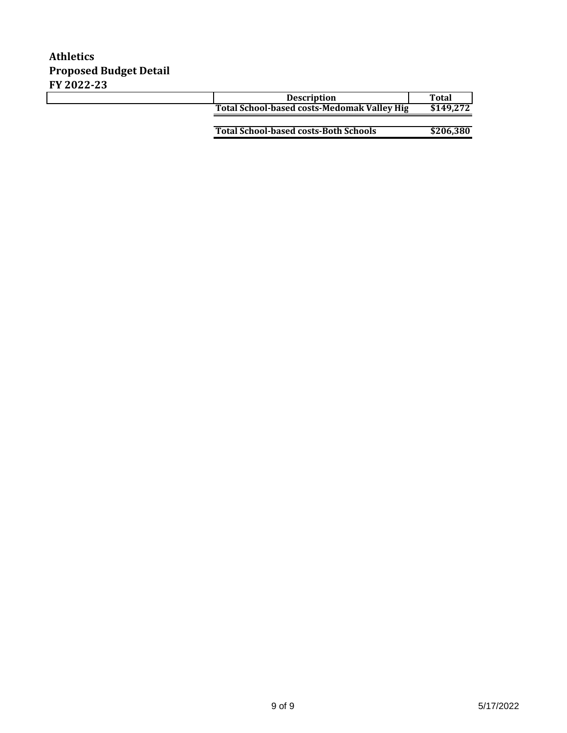**Athletics**
**Proposed Budget Detail**
**FY 2022-23**

| | Description | Total |
|---|---|---|
| | **Total School-based costs-Medomak Valley Hig** | **$149,272** |
| | | |
| | **Total School-based costs-Both Schools** | **$206,380** |